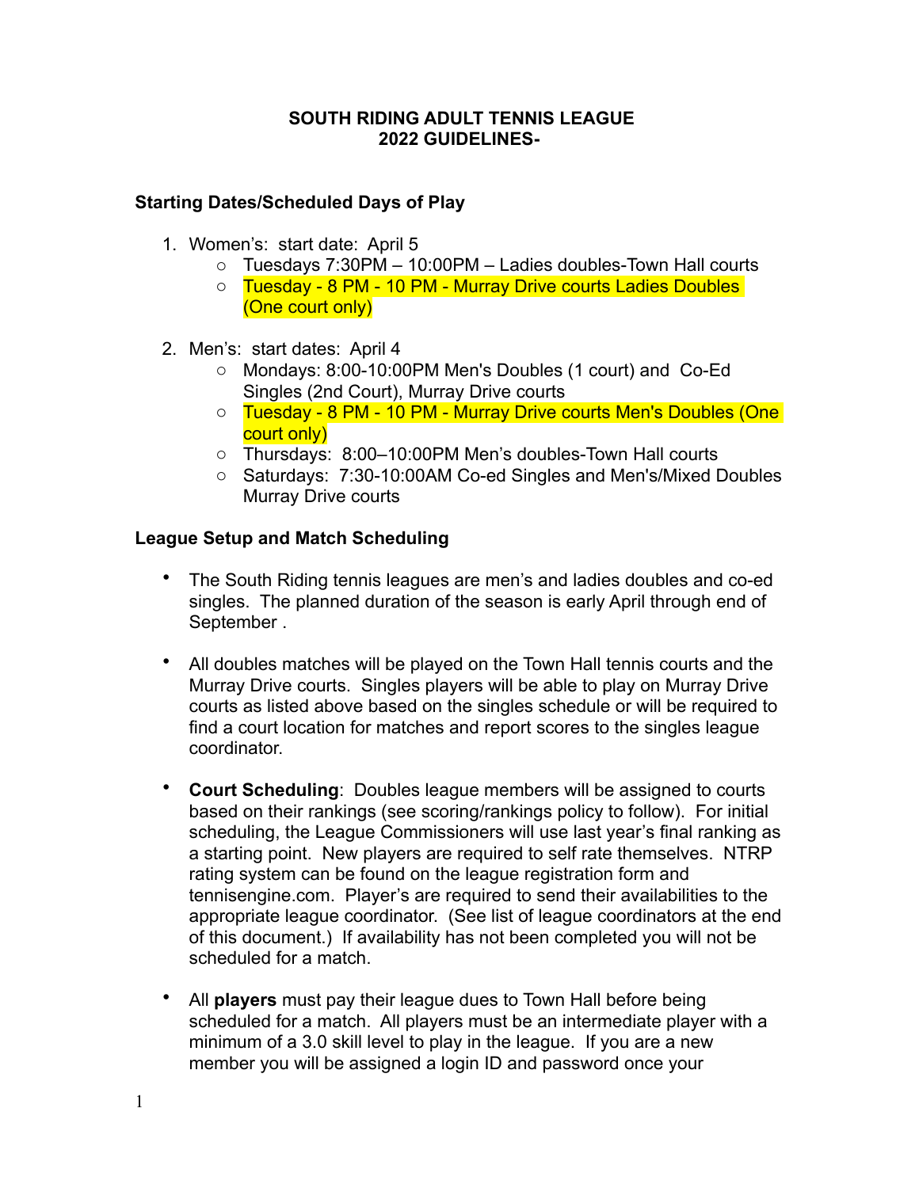# SOUTH RIDING ADULT TENNIS LEAGUE
## 2022 GUIDELINES-

### Starting Dates/Scheduled Days of Play

1. Women's: start date: April 5
   - Tuesdays 7:30PM – 10:00PM – Ladies doubles-Town Hall courts
   - Tuesday - 8 PM - 10 PM - Murray Drive courts Ladies Doubles (One court only)

2. Men's: start dates: April 4
   - Mondays: 8:00-10:00PM Men's Doubles (1 court) and Co-Ed Singles (2nd Court), Murray Drive courts
   - Tuesday - 8 PM - 10 PM - Murray Drive courts Men's Doubles (One court only)
   - Thursdays: 8:00–10:00PM Men's doubles-Town Hall courts
   - Saturdays: 7:30-10:00AM Co-ed Singles and Men's/Mixed Doubles Murray Drive courts

### League Setup and Match Scheduling

- The South Riding tennis leagues are men's and ladies doubles and co-ed singles. The planned duration of the season is early April through end of September .

- All doubles matches will be played on the Town Hall tennis courts and the Murray Drive courts. Singles players will be able to play on Murray Drive courts as listed above based on the singles schedule or will be required to find a court location for matches and report scores to the singles league coordinator.

- **Court Scheduling**: Doubles league members will be assigned to courts based on their rankings (see scoring/rankings policy to follow). For initial scheduling, the League Commissioners will use last year's final ranking as a starting point. New players are required to self rate themselves. NTRP rating system can be found on the league registration form and tennisengine.com. Player's are required to send their availabilities to the appropriate league coordinator. (See list of league coordinators at the end of this document.) If availability has not been completed you will not be scheduled for a match.

- All **players** must pay their league dues to Town Hall before being scheduled for a match. All players must be an intermediate player with a minimum of a 3.0 skill level to play in the league. If you are a new member you will be assigned a login ID and password once your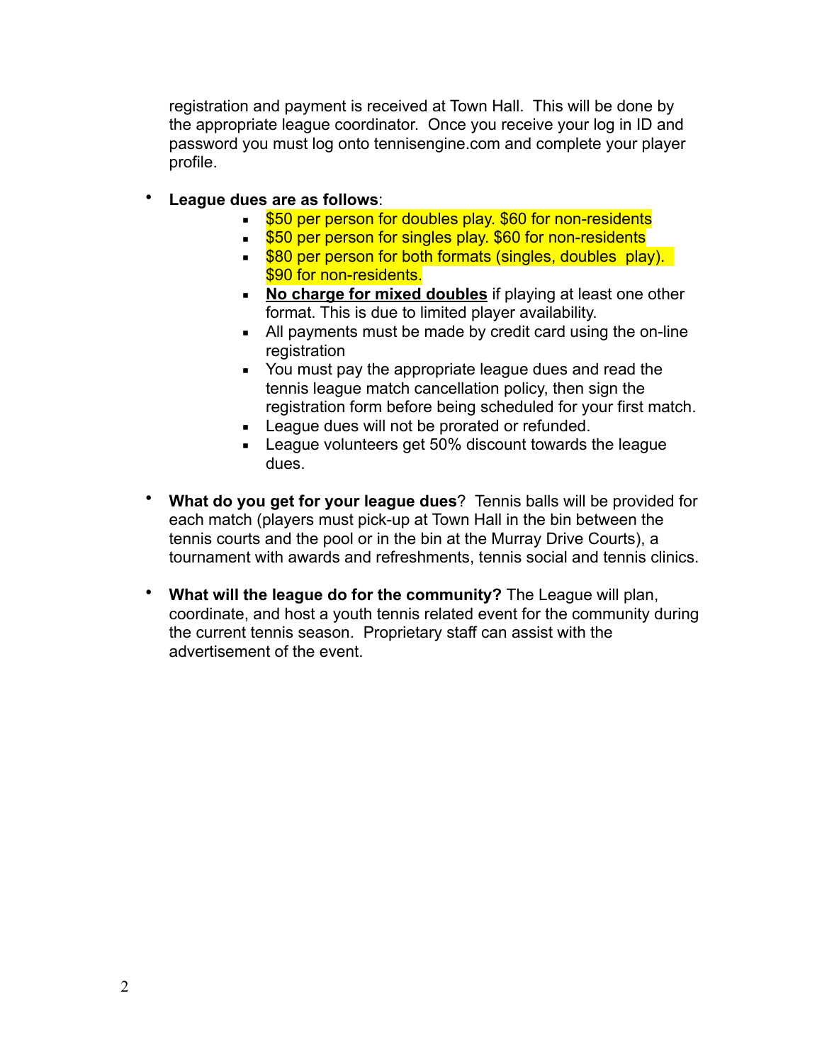registration and payment is received at Town Hall. This will be done by the appropriate league coordinator. Once you receive your log in ID and password you must log onto tennisengine.com and complete your player profile.

- **League dues are as follows**:
  - $50 per person for doubles play. $60 for non-residents
  - $50 per person for singles play. $60 for non-residents
  - $80 per person for both formats (singles, doubles play). $90 for non-residents.
  - **No charge for mixed doubles** if playing at least one other format. This is due to limited player availability.
  - All payments must be made by credit card using the on-line registration
  - You must pay the appropriate league dues and read the tennis league match cancellation policy, then sign the registration form before being scheduled for your first match.
  - League dues will not be prorated or refunded.
  - League volunteers get 50% discount towards the league dues.

- **What do you get for your league dues**? Tennis balls will be provided for each match (players must pick-up at Town Hall in the bin between the tennis courts and the pool or in the bin at the Murray Drive Courts), a tournament with awards and refreshments, tennis social and tennis clinics.

- **What will the league do for the community?** The League will plan, coordinate, and host a youth tennis related event for the community during the current tennis season. Proprietary staff can assist with the advertisement of the event.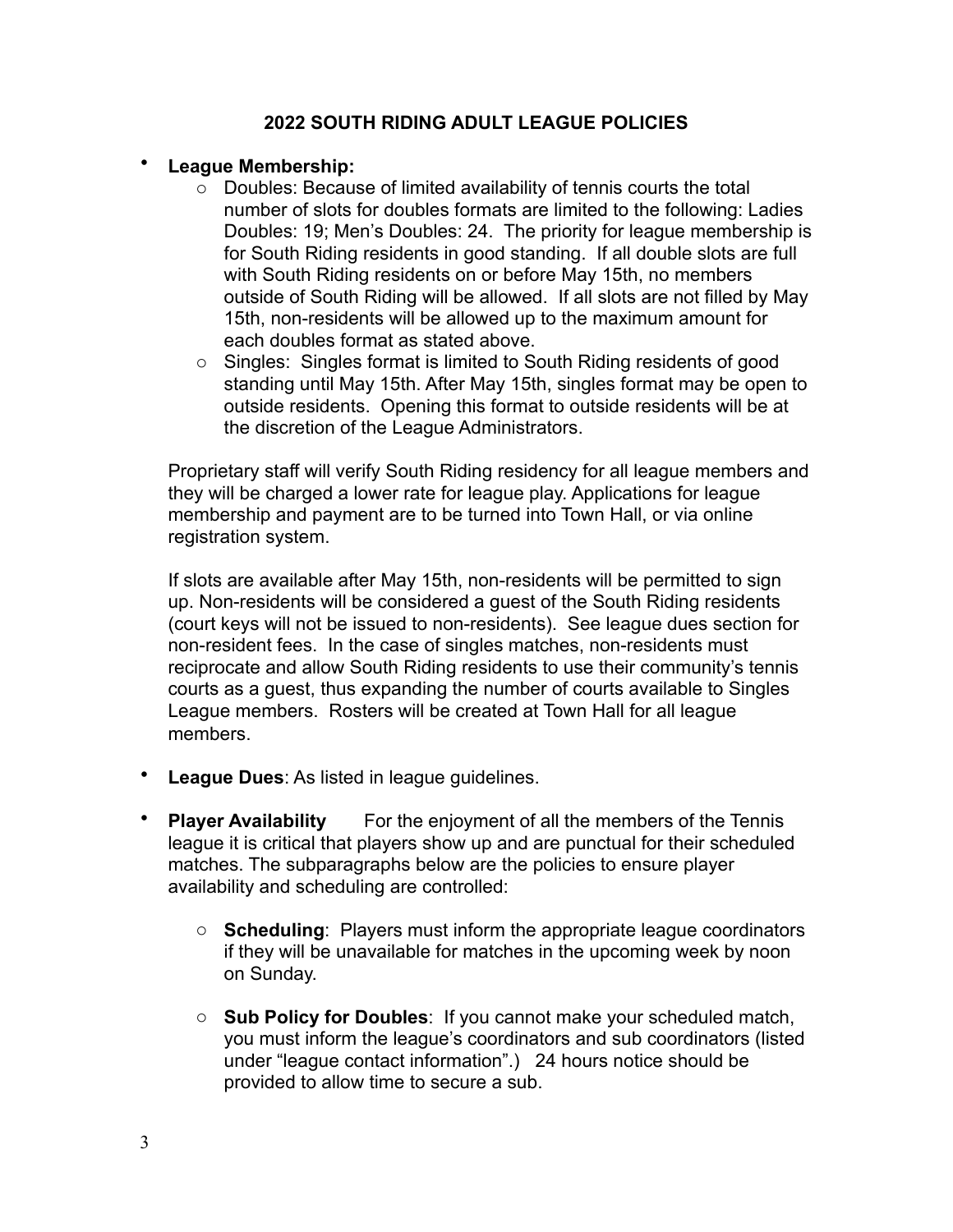# 2022 SOUTH RIDING ADULT LEAGUE POLICIES

- **League Membership:**
  - Doubles: Because of limited availability of tennis courts the total number of slots for doubles formats are limited to the following: Ladies Doubles: 19; Men's Doubles: 24. The priority for league membership is for South Riding residents in good standing. If all double slots are full with South Riding residents on or before May 15th, no members outside of South Riding will be allowed. If all slots are not filled by May 15th, non-residents will be allowed up to the maximum amount for each doubles format as stated above.
  - Singles: Singles format is limited to South Riding residents of good standing until May 15th. After May 15th, singles format may be open to outside residents. Opening this format to outside residents will be at the discretion of the League Administrators.

  Proprietary staff will verify South Riding residency for all league members and they will be charged a lower rate for league play. Applications for league membership and payment are to be turned into Town Hall, or via online registration system.

  If slots are available after May 15th, non-residents will be permitted to sign up. Non-residents will be considered a guest of the South Riding residents (court keys will not be issued to non-residents). See league dues section for non-resident fees. In the case of singles matches, non-residents must reciprocate and allow South Riding residents to use their community's tennis courts as a guest, thus expanding the number of courts available to Singles League members. Rosters will be created at Town Hall for all league members.

- **League Dues**: As listed in league guidelines.

- **Player Availability** For the enjoyment of all the members of the Tennis league it is critical that players show up and are punctual for their scheduled matches. The subparagraphs below are the policies to ensure player availability and scheduling are controlled:

  - **Scheduling**: Players must inform the appropriate league coordinators if they will be unavailable for matches in the upcoming week by noon on Sunday.

  - **Sub Policy for Doubles**: If you cannot make your scheduled match, you must inform the league's coordinators and sub coordinators (listed under "league contact information".) 24 hours notice should be provided to allow time to secure a sub.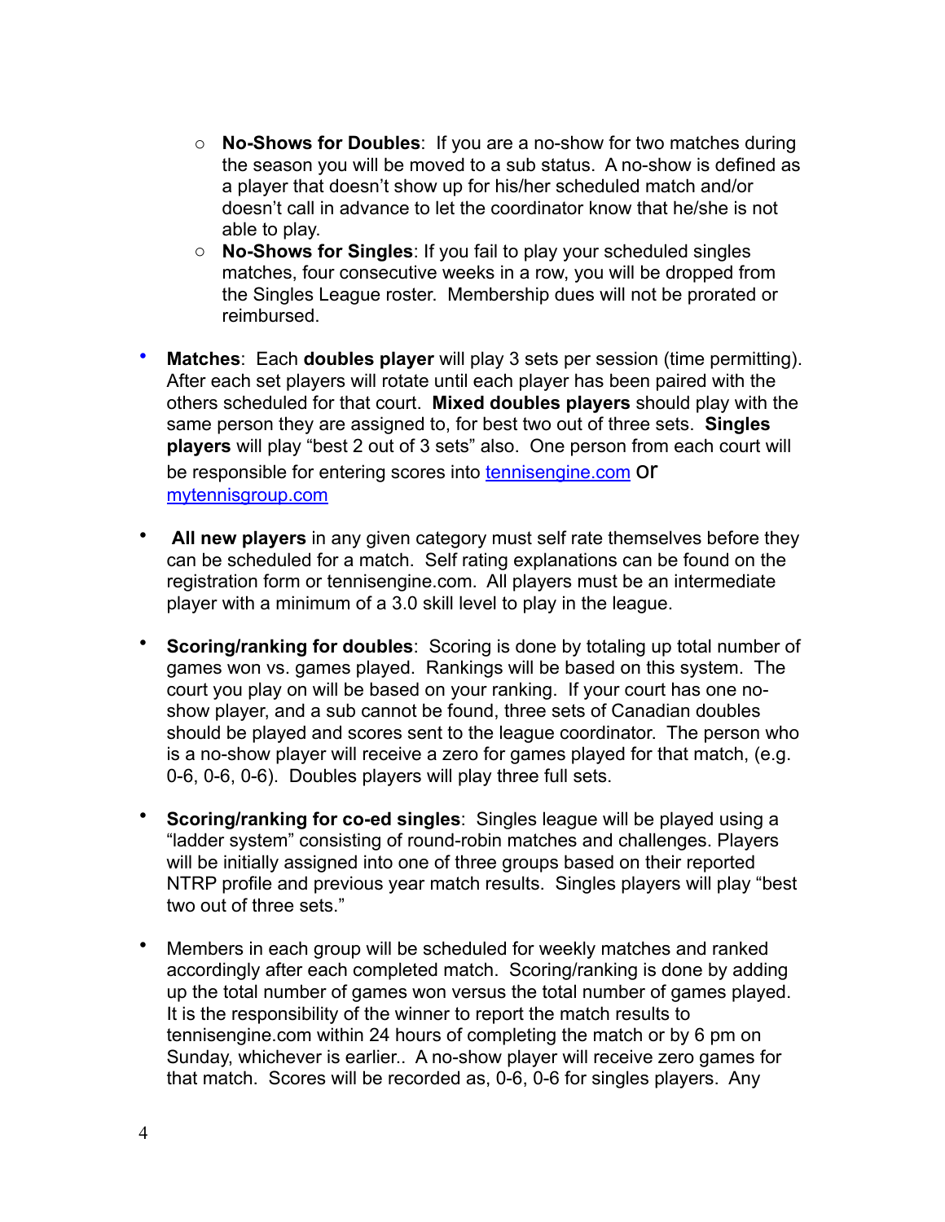- **No-Shows for Doubles**: If you are a no-show for two matches during the season you will be moved to a sub status. A no-show is defined as a player that doesn't show up for his/her scheduled match and/or doesn't call in advance to let the coordinator know that he/she is not able to play.
  - **No-Shows for Singles**: If you fail to play your scheduled singles matches, four consecutive weeks in a row, you will be dropped from the Singles League roster. Membership dues will not be prorated or reimbursed.

- **Matches**: Each **doubles player** will play 3 sets per session (time permitting). After each set players will rotate until each player has been paired with the others scheduled for that court. **Mixed doubles players** should play with the same person they are assigned to, for best two out of three sets. **Singles players** will play "best 2 out of 3 sets" also. One person from each court will be responsible for entering scores into [tennisengine.com](tennisengine.com) or [mytennisgroup.com](mytennisgroup.com)

- **All new players** in any given category must self rate themselves before they can be scheduled for a match. Self rating explanations can be found on the registration form or tennisengine.com. All players must be an intermediate player with a minimum of a 3.0 skill level to play in the league.

- **Scoring/ranking for doubles**: Scoring is done by totaling up total number of games won vs. games played. Rankings will be based on this system. The court you play on will be based on your ranking. If your court has one no-show player, and a sub cannot be found, three sets of Canadian doubles should be played and scores sent to the league coordinator. The person who is a no-show player will receive a zero for games played for that match, (e.g. 0-6, 0-6, 0-6). Doubles players will play three full sets.

- **Scoring/ranking for co-ed singles**: Singles league will be played using a "ladder system" consisting of round-robin matches and challenges. Players will be initially assigned into one of three groups based on their reported NTRP profile and previous year match results. Singles players will play "best two out of three sets."

- Members in each group will be scheduled for weekly matches and ranked accordingly after each completed match. Scoring/ranking is done by adding up the total number of games won versus the total number of games played. It is the responsibility of the winner to report the match results to tennisengine.com within 24 hours of completing the match or by 6 pm on Sunday, whichever is earlier.. A no-show player will receive zero games for that match. Scores will be recorded as, 0-6, 0-6 for singles players. Any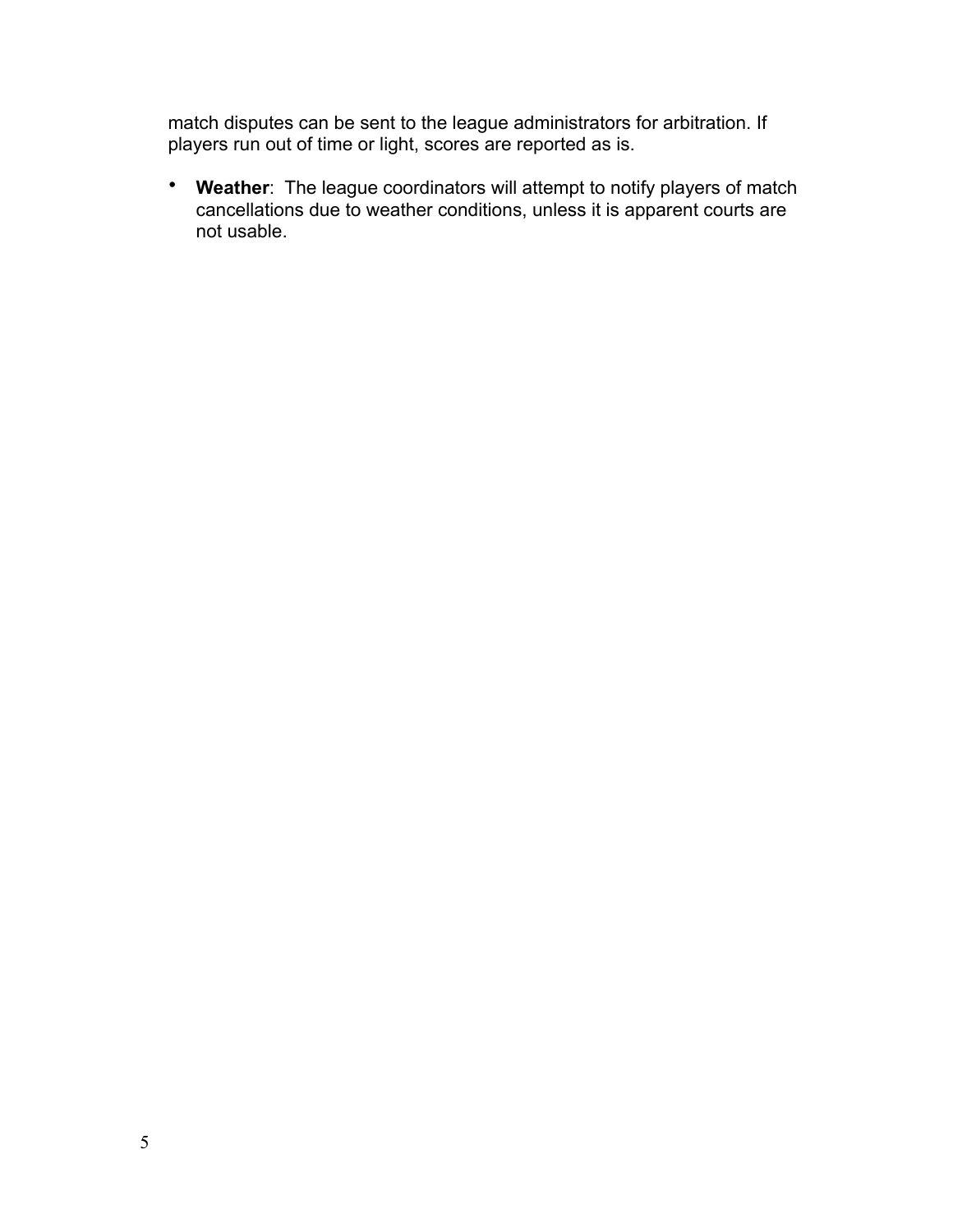match disputes can be sent to the league administrators for arbitration. If players run out of time or light, scores are reported as is.

- **Weather**:  The league coordinators will attempt to notify players of match cancellations due to weather conditions, unless it is apparent courts are not usable.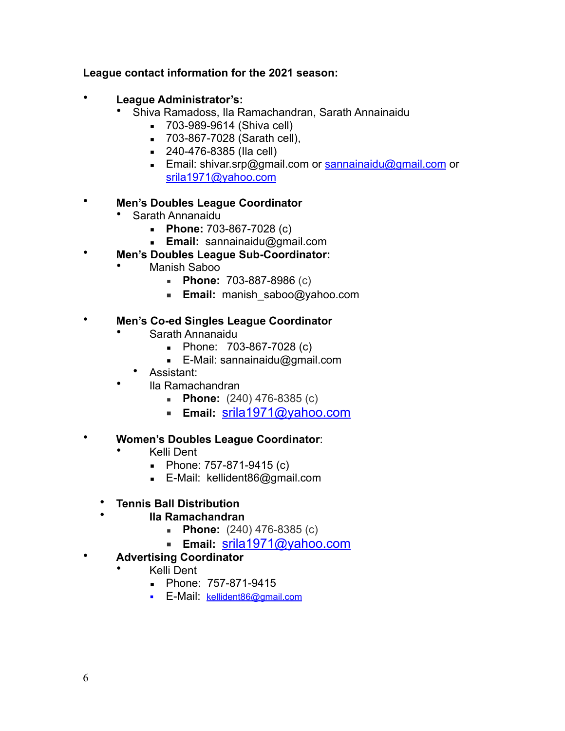**League contact information for the 2021 season:**

- **League Administrator's:**
  - Shiva Ramadoss, Ila Ramachandran, Sarath Annainaidu
    - 703-989-9614 (Shiva cell)
    - 703-867-7028 (Sarath cell),
    - 240-476-8385 (Ila cell)
    - Email: shivar.srp@gmail.com or sannainaidu@gmail.com or srila1971@yahoo.com

- **Men's Doubles League Coordinator**
  - Sarath Annanaidu
    - **Phone:** 703-867-7028 (c)
    - **Email:** sannainaidu@gmail.com
- **Men's Doubles League Sub-Coordinator:**
  - Manish Saboo
    - **Phone:** 703-887-8986 (c)
    - **Email:** manish_saboo@yahoo.com

- **Men's Co-ed Singles League Coordinator**
  - Sarath Annanaidu
    - Phone: 703-867-7028 (c)
    - E-Mail: sannainaidu@gmail.com
  - Assistant:
  - Ila Ramachandran
    - **Phone:** (240) 476-8385 (c)
    - **Email:** srila1971@yahoo.com

- **Women's Doubles League Coordinator**:
  - Kelli Dent
    - Phone: 757-871-9415 (c)
    - E-Mail: kellident86@gmail.com

- **Tennis Ball Distribution**
- **Ila Ramachandran**
  - **Phone:** (240) 476-8385 (c)
  - **Email:** srila1971@yahoo.com
- **Advertising Coordinator**
  - Kelli Dent
    - Phone: 757-871-9415
    - E-Mail: kellident86@gmail.com